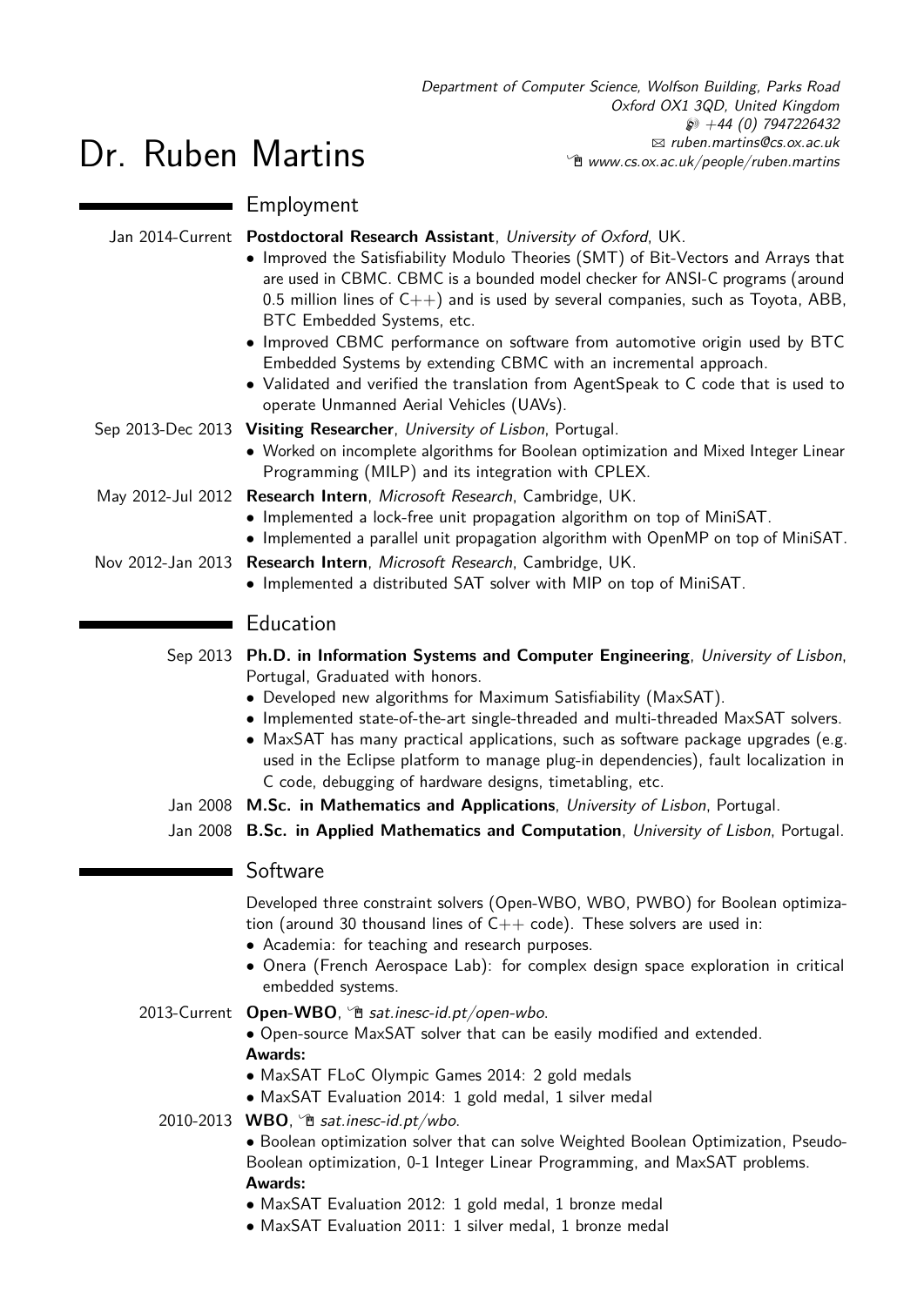Department of Computer Science, Wolfson Building, Parks Road
Oxford OX1 3QD, United Kingdom
+44 (0) 7947226432
ruben.martins@cs.ox.ac.uk
www.cs.ox.ac.uk/people/ruben.martins

# Dr. Ruben Martins

## Employment

Jan 2014-Current **Postdoctoral Research Assistant**, *University of Oxford*, UK.

- Improved the Satisfiability Modulo Theories (SMT) of Bit-Vectors and Arrays that are used in CBMC. CBMC is a bounded model checker for ANSI-C programs (around 0.5 million lines of C++) and is used by several companies, such as Toyota, ABB, BTC Embedded Systems, etc.
- Improved CBMC performance on software from automotive origin used by BTC Embedded Systems by extending CBMC with an incremental approach.
- Validated and verified the translation from AgentSpeak to C code that is used to operate Unmanned Aerial Vehicles (UAVs).

Sep 2013-Dec 2013 **Visiting Researcher**, *University of Lisbon*, Portugal.

- Worked on incomplete algorithms for Boolean optimization and Mixed Integer Linear Programming (MILP) and its integration with CPLEX.

May 2012-Jul 2012 **Research Intern**, *Microsoft Research*, Cambridge, UK.

- Implemented a lock-free unit propagation algorithm on top of MiniSAT.
- Implemented a parallel unit propagation algorithm with OpenMP on top of MiniSAT.

Nov 2012-Jan 2013 **Research Intern**, *Microsoft Research*, Cambridge, UK.

- Implemented a distributed SAT solver with MIP on top of MiniSAT.

## Education

Sep 2013 **Ph.D. in Information Systems and Computer Engineering**, *University of Lisbon*, Portugal, Graduated with honors.

- Developed new algorithms for Maximum Satisfiability (MaxSAT).
- Implemented state-of-the-art single-threaded and multi-threaded MaxSAT solvers.
- MaxSAT has many practical applications, such as software package upgrades (e.g. used in the Eclipse platform to manage plug-in dependencies), fault localization in C code, debugging of hardware designs, timetabling, etc.

Jan 2008 **M.Sc. in Mathematics and Applications**, *University of Lisbon*, Portugal.

Jan 2008 **B.Sc. in Applied Mathematics and Computation**, *University of Lisbon*, Portugal.

## Software

Developed three constraint solvers (Open-WBO, WBO, PWBO) for Boolean optimization (around 30 thousand lines of C++ code). These solvers are used in:

- Academia: for teaching and research purposes.
- Onera (French Aerospace Lab): for complex design space exploration in critical embedded systems.

2013-Current **Open-WBO**, *sat.inesc-id.pt/open-wbo*.

- Open-source MaxSAT solver that can be easily modified and extended.

**Awards:**

- MaxSAT FLoC Olympic Games 2014: 2 gold medals
- MaxSAT Evaluation 2014: 1 gold medal, 1 silver medal

2010-2013 **WBO**, *sat.inesc-id.pt/wbo*.

- Boolean optimization solver that can solve Weighted Boolean Optimization, Pseudo-Boolean optimization, 0-1 Integer Linear Programming, and MaxSAT problems.

**Awards:**

- MaxSAT Evaluation 2012: 1 gold medal, 1 bronze medal
- MaxSAT Evaluation 2011: 1 silver medal, 1 bronze medal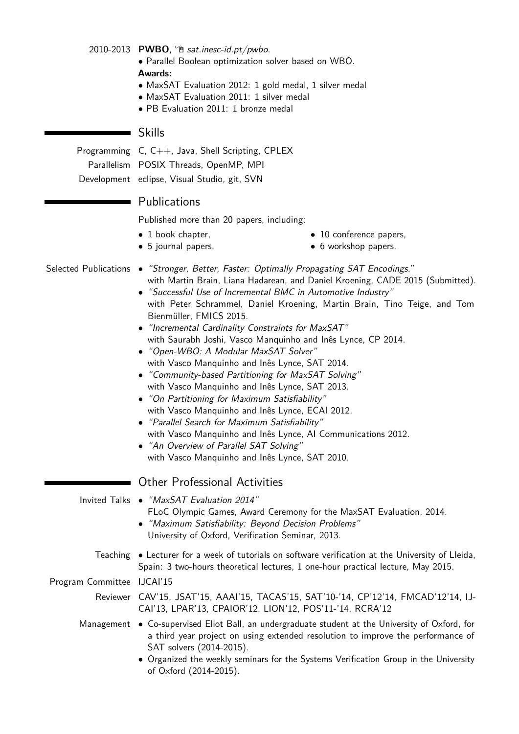2010-2013 **PWBO**, *sat.inesc-id.pt/pwbo*.

- Parallel Boolean optimization solver based on WBO.

**Awards:**

- MaxSAT Evaluation 2012: 1 gold medal, 1 silver medal
- MaxSAT Evaluation 2011: 1 silver medal
- PB Evaluation 2011: 1 bronze medal

## Skills

Programming C, C++, Java, Shell Scripting, CPLEX

Parallelism POSIX Threads, OpenMP, MPI

Development eclipse, Visual Studio, git, SVN

## Publications

Published more than 20 papers, including:

- 1 book chapter,
- 5 journal papers,
- 10 conference papers,
- 6 workshop papers.

Selected Publications

- *"Stronger, Better, Faster: Optimally Propagating SAT Encodings."* with Martin Brain, Liana Hadarean, and Daniel Kroening, CADE 2015 (Submitted).
- *"Successful Use of Incremental BMC in Automotive Industry"* with Peter Schrammel, Daniel Kroening, Martin Brain, Tino Teige, and Tom Bienmüller, FMICS 2015.
- *"Incremental Cardinality Constraints for MaxSAT"* with Saurabh Joshi, Vasco Manquinho and Inês Lynce, CP 2014.
- *"Open-WBO: A Modular MaxSAT Solver"* with Vasco Manquinho and Inês Lynce, SAT 2014.
- *"Community-based Partitioning for MaxSAT Solving"* with Vasco Manquinho and Inês Lynce, SAT 2013.
- *"On Partitioning for Maximum Satisfiability"* with Vasco Manquinho and Inês Lynce, ECAI 2012.
- *"Parallel Search for Maximum Satisfiability"* with Vasco Manquinho and Inês Lynce, AI Communications 2012.
- *"An Overview of Parallel SAT Solving"* with Vasco Manquinho and Inês Lynce, SAT 2010.

## Other Professional Activities

Invited Talks

- *"MaxSAT Evaluation 2014"* FLoC Olympic Games, Award Ceremony for the MaxSAT Evaluation, 2014.
- *"Maximum Satisfiability: Beyond Decision Problems"* University of Oxford, Verification Seminar, 2013.

Teaching

- Lecturer for a week of tutorials on software verification at the University of Lleida, Spain: 3 two-hours theoretical lectures, 1 one-hour practical lecture, May 2015.

Program Committee IJCAI'15

Reviewer CAV'15, JSAT'15, AAAI'15, TACAS'15, SAT'10-'14, CP'12'14, FMCAD'12'14, IJCAI'13, LPAR'13, CPAIOR'12, LION'12, POS'11-'14, RCRA'12

Management

- Co-supervised Eliot Ball, an undergraduate student at the University of Oxford, for a third year project on using extended resolution to improve the performance of SAT solvers (2014-2015).
- Organized the weekly seminars for the Systems Verification Group in the University of Oxford (2014-2015).